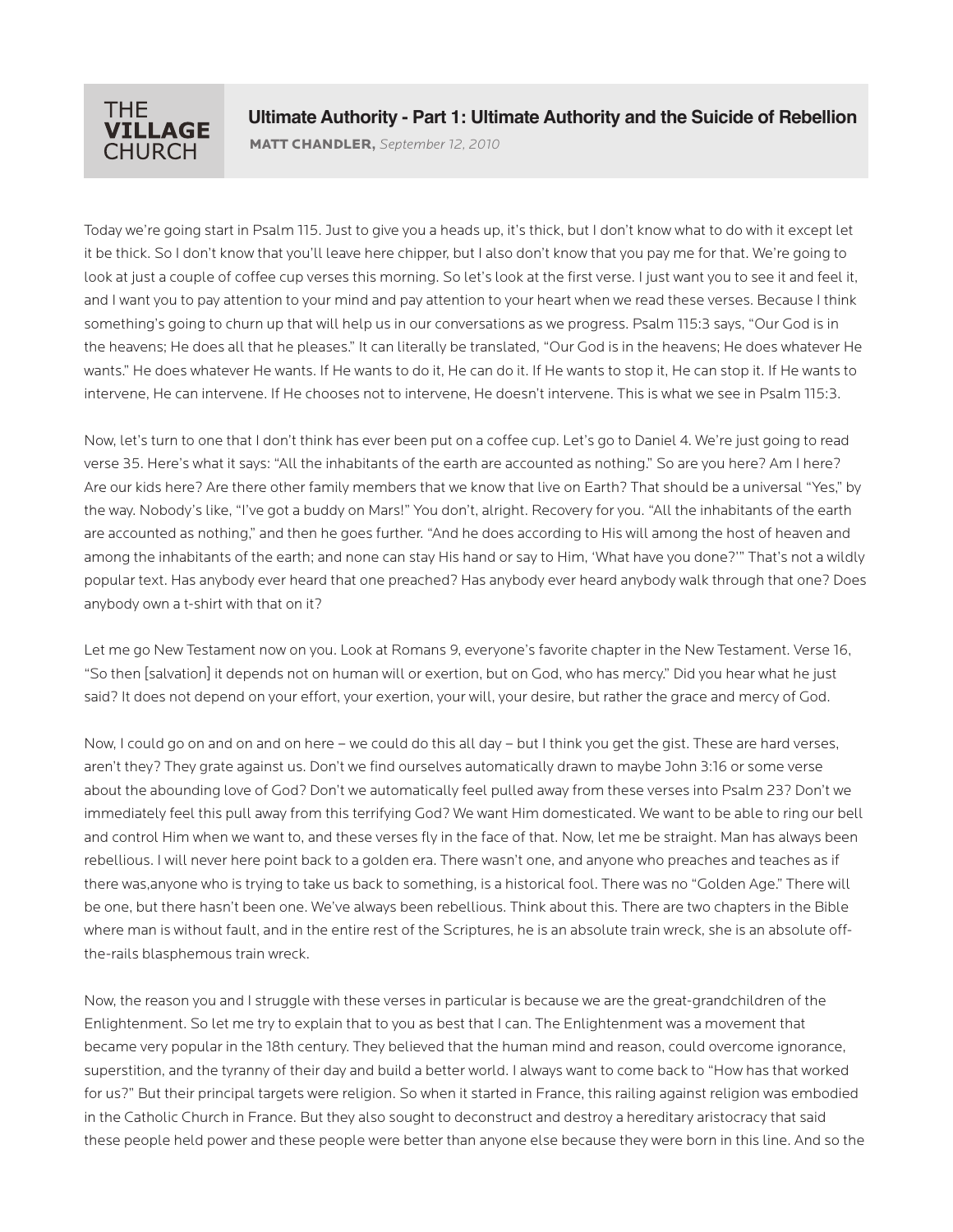THE **VILLAGE** CHURCH

# Ultimate Authority - Part 1: Ultimate Authority and the Suicide of Rebellion

**MATT CHANDLER,** *September 12, 2010*

Today we're going start in Psalm 115. Just to give you a heads up, it's thick, but I don't know what to do with it except let it be thick. So I don't know that you'll leave here chipper, but I also don't know that you pay me for that. We're going to look at just a couple of coffee cup verses this morning. So let's look at the first verse. I just want you to see it and feel it, and I want you to pay attention to your mind and pay attention to your heart when we read these verses. Because I think something's going to churn up that will help us in our conversations as we progress. Psalm 115:3 says, "Our God is in the heavens; He does all that he pleases." It can literally be translated, "Our God is in the heavens; He does whatever He wants." He does whatever He wants. If He wants to do it, He can do it. If He wants to stop it, He can stop it. If He wants to intervene, He can intervene. If He chooses not to intervene, He doesn't intervene. This is what we see in Psalm 115:3.

Now, let's turn to one that I don't think has ever been put on a coffee cup. Let's go to Daniel 4. We're just going to read verse 35. Here's what it says: "All the inhabitants of the earth are accounted as nothing." So are you here? Am I here? Are our kids here? Are there other family members that we know that live on Earth? That should be a universal "Yes," by the way. Nobody's like, "I've got a buddy on Mars!" You don't, alright. Recovery for you. "All the inhabitants of the earth are accounted as nothing," and then he goes further. "And he does according to His will among the host of heaven and among the inhabitants of the earth; and none can stay His hand or say to Him, 'What have you done?'" That's not a wildly popular text. Has anybody ever heard that one preached? Has anybody ever heard anybody walk through that one? Does anybody own a t-shirt with that on it?

Let me go New Testament now on you. Look at Romans 9, everyone's favorite chapter in the New Testament. Verse 16, "So then [salvation] it depends not on human will or exertion, but on God, who has mercy." Did you hear what he just said? It does not depend on your effort, your exertion, your will, your desire, but rather the grace and mercy of God.

Now, I could go on and on and on here – we could do this all day – but I think you get the gist. These are hard verses, aren't they? They grate against us. Don't we find ourselves automatically drawn to maybe John 3:16 or some verse about the abounding love of God? Don't we automatically feel pulled away from these verses into Psalm 23? Don't we immediately feel this pull away from this terrifying God? We want Him domesticated. We want to be able to ring our bell and control Him when we want to, and these verses fly in the face of that. Now, let me be straight. Man has always been rebellious. I will never here point back to a golden era. There wasn't one, and anyone who preaches and teaches as if there was,anyone who is trying to take us back to something, is a historical fool. There was no "Golden Age." There will be one, but there hasn't been one. We've always been rebellious. Think about this. There are two chapters in the Bible where man is without fault, and in the entire rest of the Scriptures, he is an absolute train wreck, she is an absolute off-the-rails blasphemous train wreck.

Now, the reason you and I struggle with these verses in particular is because we are the great-grandchildren of the Enlightenment. So let me try to explain that to you as best that I can. The Enlightenment was a movement that became very popular in the 18th century. They believed that the human mind and reason, could overcome ignorance, superstition, and the tyranny of their day and build a better world. I always want to come back to "How has that worked for us?" But their principal targets were religion. So when it started in France, this railing against religion was embodied in the Catholic Church in France. But they also sought to deconstruct and destroy a hereditary aristocracy that said these people held power and these people were better than anyone else because they were born in this line. And so the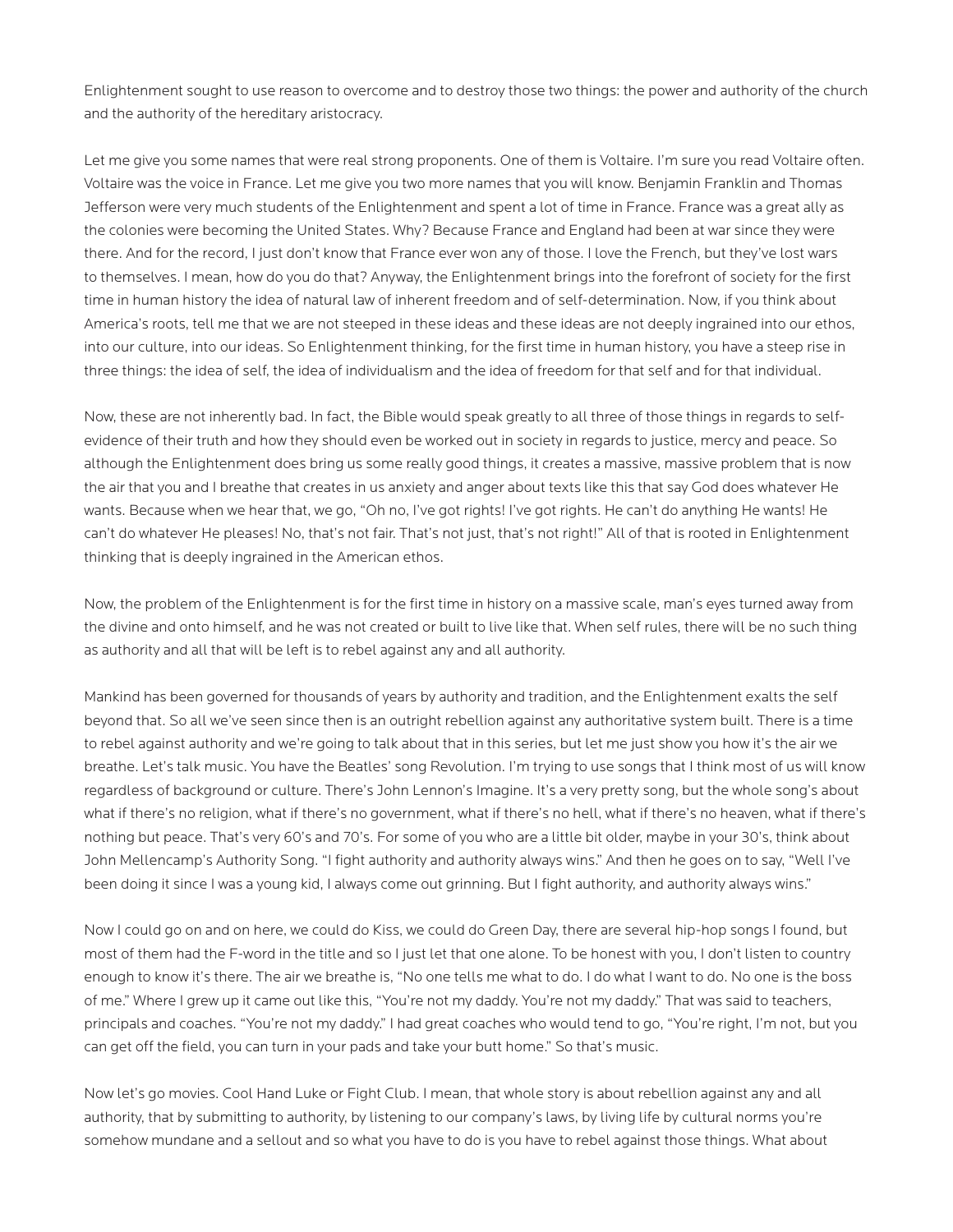Enlightenment sought to use reason to overcome and to destroy those two things: the power and authority of the church and the authority of the hereditary aristocracy.

Let me give you some names that were real strong proponents. One of them is Voltaire. I'm sure you read Voltaire often. Voltaire was the voice in France. Let me give you two more names that you will know. Benjamin Franklin and Thomas Jefferson were very much students of the Enlightenment and spent a lot of time in France. France was a great ally as the colonies were becoming the United States. Why? Because France and England had been at war since they were there. And for the record, I just don't know that France ever won any of those. I love the French, but they've lost wars to themselves. I mean, how do you do that? Anyway, the Enlightenment brings into the forefront of society for the first time in human history the idea of natural law of inherent freedom and of self-determination. Now, if you think about America's roots, tell me that we are not steeped in these ideas and these ideas are not deeply ingrained into our ethos, into our culture, into our ideas. So Enlightenment thinking, for the first time in human history, you have a steep rise in three things: the idea of self, the idea of individualism and the idea of freedom for that self and for that individual.

Now, these are not inherently bad. In fact, the Bible would speak greatly to all three of those things in regards to self-evidence of their truth and how they should even be worked out in society in regards to justice, mercy and peace. So although the Enlightenment does bring us some really good things, it creates a massive, massive problem that is now the air that you and I breathe that creates in us anxiety and anger about texts like this that say God does whatever He wants. Because when we hear that, we go, "Oh no, I've got rights! I've got rights. He can't do anything He wants! He can't do whatever He pleases! No, that's not fair. That's not just, that's not right!" All of that is rooted in Enlightenment thinking that is deeply ingrained in the American ethos.

Now, the problem of the Enlightenment is for the first time in history on a massive scale, man's eyes turned away from the divine and onto himself, and he was not created or built to live like that. When self rules, there will be no such thing as authority and all that will be left is to rebel against any and all authority.

Mankind has been governed for thousands of years by authority and tradition, and the Enlightenment exalts the self beyond that. So all we've seen since then is an outright rebellion against any authoritative system built. There is a time to rebel against authority and we're going to talk about that in this series, but let me just show you how it's the air we breathe. Let's talk music. You have the Beatles' song Revolution. I'm trying to use songs that I think most of us will know regardless of background or culture. There's John Lennon's Imagine. It's a very pretty song, but the whole song's about what if there's no religion, what if there's no government, what if there's no hell, what if there's no heaven, what if there's nothing but peace. That's very 60's and 70's. For some of you who are a little bit older, maybe in your 30's, think about John Mellencamp's Authority Song. "I fight authority and authority always wins." And then he goes on to say, "Well I've been doing it since I was a young kid, I always come out grinning. But I fight authority, and authority always wins."

Now I could go on and on here, we could do Kiss, we could do Green Day, there are several hip-hop songs I found, but most of them had the F-word in the title and so I just let that one alone. To be honest with you, I don't listen to country enough to know it's there. The air we breathe is, "No one tells me what to do. I do what I want to do. No one is the boss of me." Where I grew up it came out like this, "You're not my daddy. You're not my daddy." That was said to teachers, principals and coaches. "You're not my daddy." I had great coaches who would tend to go, "You're right, I'm not, but you can get off the field, you can turn in your pads and take your butt home." So that's music.

Now let's go movies. Cool Hand Luke or Fight Club. I mean, that whole story is about rebellion against any and all authority, that by submitting to authority, by listening to our company's laws, by living life by cultural norms you're somehow mundane and a sellout and so what you have to do is you have to rebel against those things. What about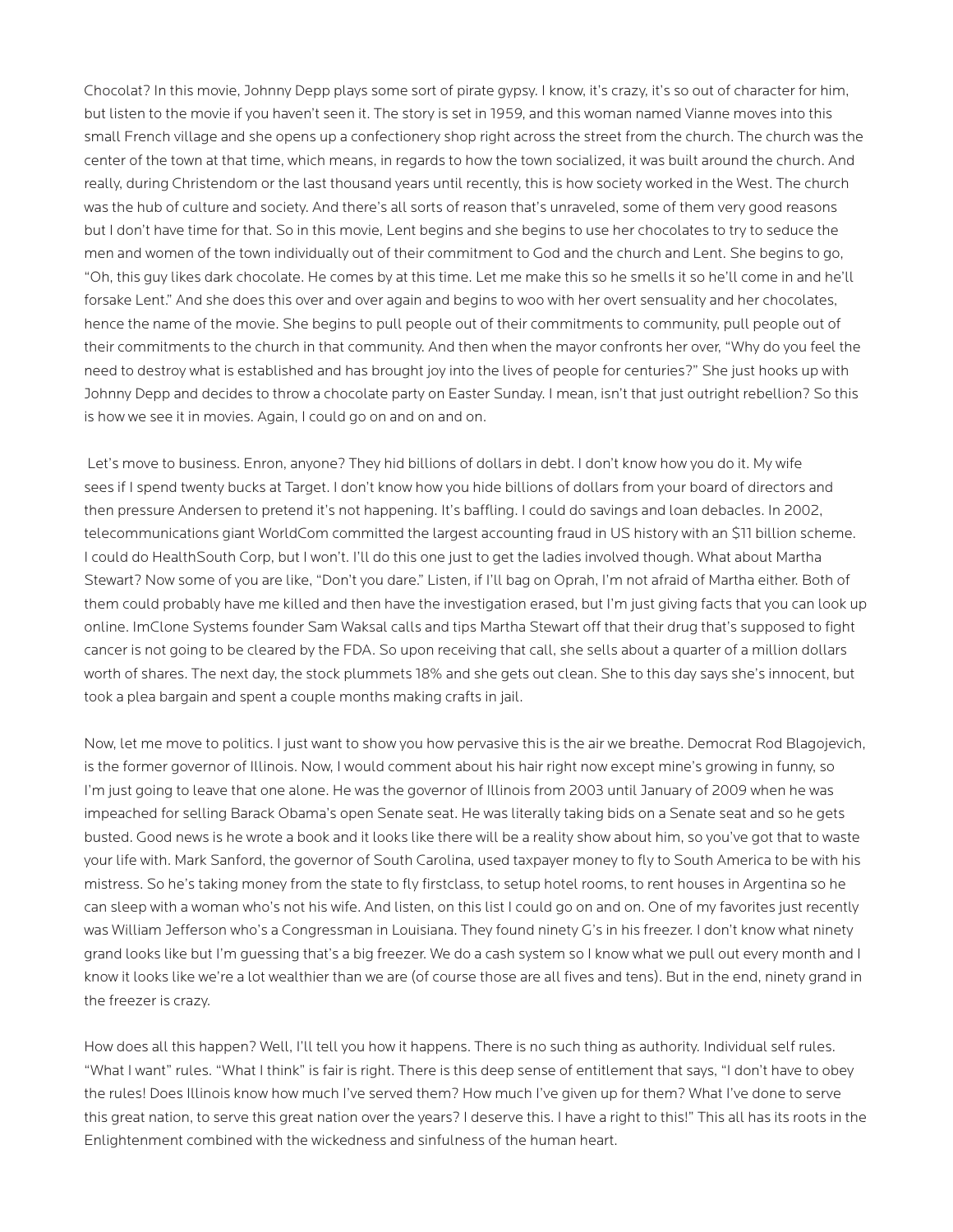Chocolat? In this movie, Johnny Depp plays some sort of pirate gypsy. I know, it's crazy, it's so out of character for him, but listen to the movie if you haven't seen it. The story is set in 1959, and this woman named Vianne moves into this small French village and she opens up a confectionery shop right across the street from the church. The church was the center of the town at that time, which means, in regards to how the town socialized, it was built around the church. And really, during Christendom or the last thousand years until recently, this is how society worked in the West. The church was the hub of culture and society. And there's all sorts of reason that's unraveled, some of them very good reasons but I don't have time for that. So in this movie, Lent begins and she begins to use her chocolates to try to seduce the men and women of the town individually out of their commitment to God and the church and Lent. She begins to go, "Oh, this guy likes dark chocolate. He comes by at this time. Let me make this so he smells it so he'll come in and he'll forsake Lent." And she does this over and over again and begins to woo with her overt sensuality and her chocolates, hence the name of the movie. She begins to pull people out of their commitments to community, pull people out of their commitments to the church in that community. And then when the mayor confronts her over, "Why do you feel the need to destroy what is established and has brought joy into the lives of people for centuries?" She just hooks up with Johnny Depp and decides to throw a chocolate party on Easter Sunday. I mean, isn't that just outright rebellion? So this is how we see it in movies. Again, I could go on and on and on.

Let's move to business. Enron, anyone? They hid billions of dollars in debt. I don't know how you do it. My wife sees if I spend twenty bucks at Target. I don't know how you hide billions of dollars from your board of directors and then pressure Andersen to pretend it's not happening. It's baffling. I could do savings and loan debacles. In 2002, telecommunications giant WorldCom committed the largest accounting fraud in US history with an $11 billion scheme. I could do HealthSouth Corp, but I won't. I'll do this one just to get the ladies involved though. What about Martha Stewart? Now some of you are like, "Don't you dare." Listen, if I'll bag on Oprah, I'm not afraid of Martha either. Both of them could probably have me killed and then have the investigation erased, but I'm just giving facts that you can look up online. ImClone Systems founder Sam Waksal calls and tips Martha Stewart off that their drug that's supposed to fight cancer is not going to be cleared by the FDA. So upon receiving that call, she sells about a quarter of a million dollars worth of shares. The next day, the stock plummets 18% and she gets out clean. She to this day says she's innocent, but took a plea bargain and spent a couple months making crafts in jail.

Now, let me move to politics. I just want to show you how pervasive this is the air we breathe. Democrat Rod Blagojevich, is the former governor of Illinois. Now, I would comment about his hair right now except mine's growing in funny, so I'm just going to leave that one alone. He was the governor of Illinois from 2003 until January of 2009 when he was impeached for selling Barack Obama's open Senate seat. He was literally taking bids on a Senate seat and so he gets busted. Good news is he wrote a book and it looks like there will be a reality show about him, so you've got that to waste your life with. Mark Sanford, the governor of South Carolina, used taxpayer money to fly to South America to be with his mistress. So he's taking money from the state to fly firstclass, to setup hotel rooms, to rent houses in Argentina so he can sleep with a woman who's not his wife. And listen, on this list I could go on and on. One of my favorites just recently was William Jefferson who's a Congressman in Louisiana. They found ninety G's in his freezer. I don't know what ninety grand looks like but I'm guessing that's a big freezer. We do a cash system so I know what we pull out every month and I know it looks like we're a lot wealthier than we are (of course those are all fives and tens). But in the end, ninety grand in the freezer is crazy.

How does all this happen? Well, I'll tell you how it happens. There is no such thing as authority. Individual self rules. "What I want" rules. "What I think" is fair is right. There is this deep sense of entitlement that says, "I don't have to obey the rules! Does Illinois know how much I've served them? How much I've given up for them? What I've done to serve this great nation, to serve this great nation over the years? I deserve this. I have a right to this!" This all has its roots in the Enlightenment combined with the wickedness and sinfulness of the human heart.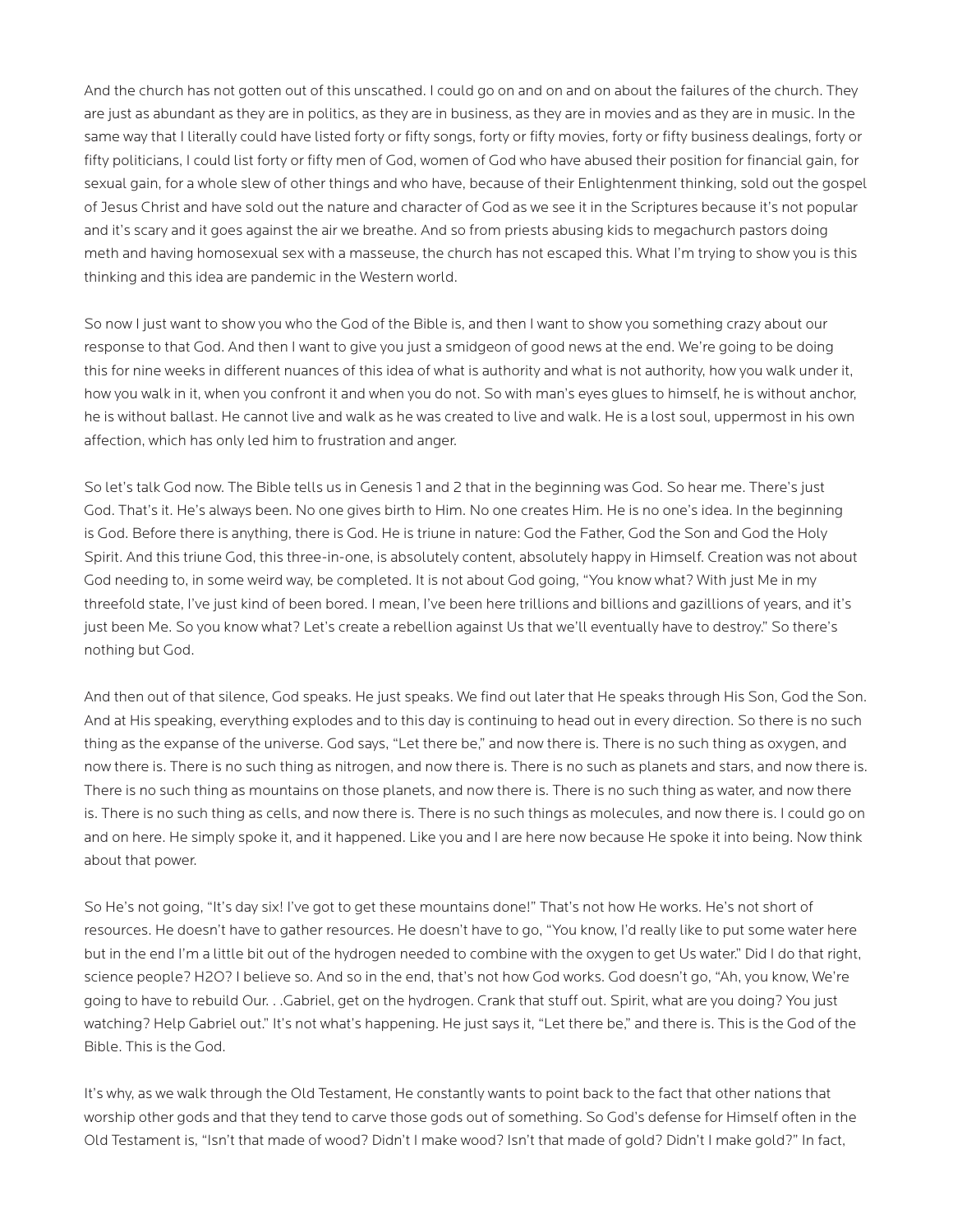And the church has not gotten out of this unscathed. I could go on and on and on about the failures of the church. They are just as abundant as they are in politics, as they are in business, as they are in movies and as they are in music. In the same way that I literally could have listed forty or fifty songs, forty or fifty movies, forty or fifty business dealings, forty or fifty politicians, I could list forty or fifty men of God, women of God who have abused their position for financial gain, for sexual gain, for a whole slew of other things and who have, because of their Enlightenment thinking, sold out the gospel of Jesus Christ and have sold out the nature and character of God as we see it in the Scriptures because it's not popular and it's scary and it goes against the air we breathe. And so from priests abusing kids to megachurch pastors doing meth and having homosexual sex with a masseuse, the church has not escaped this. What I'm trying to show you is this thinking and this idea are pandemic in the Western world.

So now I just want to show you who the God of the Bible is, and then I want to show you something crazy about our response to that God. And then I want to give you just a smidgeon of good news at the end. We're going to be doing this for nine weeks in different nuances of this idea of what is authority and what is not authority, how you walk under it, how you walk in it, when you confront it and when you do not. So with man's eyes glues to himself, he is without anchor, he is without ballast. He cannot live and walk as he was created to live and walk. He is a lost soul, uppermost in his own affection, which has only led him to frustration and anger.

So let's talk God now. The Bible tells us in Genesis 1 and 2 that in the beginning was God. So hear me. There's just God. That's it. He's always been. No one gives birth to Him. No one creates Him. He is no one's idea. In the beginning is God. Before there is anything, there is God. He is triune in nature: God the Father, God the Son and God the Holy Spirit. And this triune God, this three-in-one, is absolutely content, absolutely happy in Himself. Creation was not about God needing to, in some weird way, be completed. It is not about God going, "You know what? With just Me in my threefold state, I've just kind of been bored. I mean, I've been here trillions and billions and gazillions of years, and it's just been Me. So you know what? Let's create a rebellion against Us that we'll eventually have to destroy." So there's nothing but God.

And then out of that silence, God speaks. He just speaks. We find out later that He speaks through His Son, God the Son. And at His speaking, everything explodes and to this day is continuing to head out in every direction. So there is no such thing as the expanse of the universe. God says, "Let there be," and now there is. There is no such thing as oxygen, and now there is. There is no such thing as nitrogen, and now there is. There is no such as planets and stars, and now there is. There is no such thing as mountains on those planets, and now there is. There is no such thing as water, and now there is. There is no such thing as cells, and now there is. There is no such things as molecules, and now there is. I could go on and on here. He simply spoke it, and it happened. Like you and I are here now because He spoke it into being. Now think about that power.

So He's not going, "It's day six! I've got to get these mountains done!" That's not how He works. He's not short of resources. He doesn't have to gather resources. He doesn't have to go, "You know, I'd really like to put some water here but in the end I'm a little bit out of the hydrogen needed to combine with the oxygen to get Us water." Did I do that right, science people? H2O? I believe so. And so in the end, that's not how God works. God doesn't go, "Ah, you know, We're going to have to rebuild Our. . .Gabriel, get on the hydrogen. Crank that stuff out. Spirit, what are you doing? You just watching? Help Gabriel out." It's not what's happening. He just says it, "Let there be," and there is. This is the God of the Bible. This is the God.

It's why, as we walk through the Old Testament, He constantly wants to point back to the fact that other nations that worship other gods and that they tend to carve those gods out of something. So God's defense for Himself often in the Old Testament is, "Isn't that made of wood? Didn't I make wood? Isn't that made of gold? Didn't I make gold?" In fact,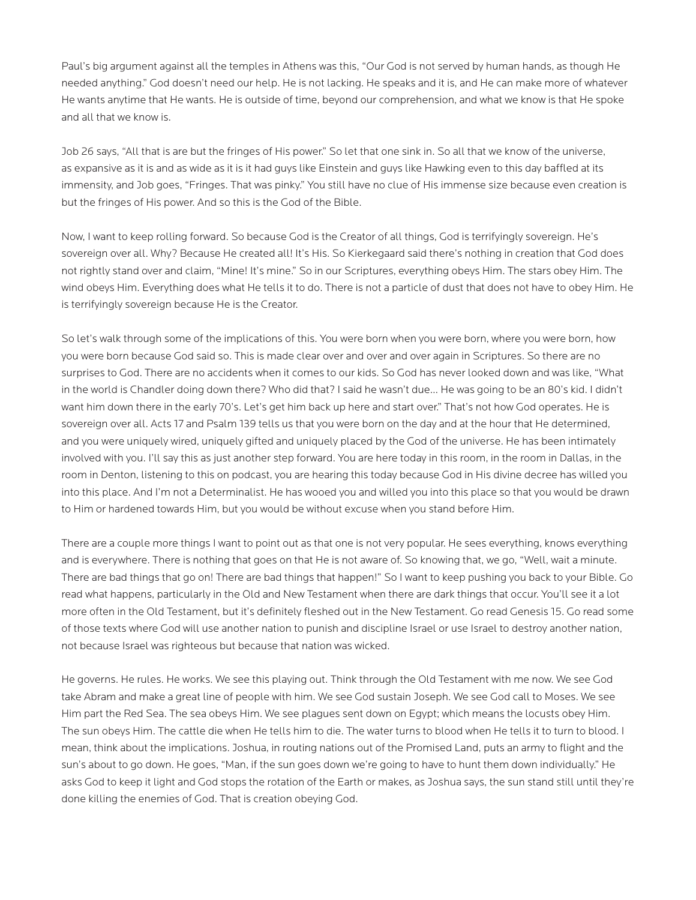Paul's big argument against all the temples in Athens was this, "Our God is not served by human hands, as though He needed anything." God doesn't need our help. He is not lacking. He speaks and it is, and He can make more of whatever He wants anytime that He wants. He is outside of time, beyond our comprehension, and what we know is that He spoke and all that we know is.

Job 26 says, "All that is are but the fringes of His power." So let that one sink in. So all that we know of the universe, as expansive as it is and as wide as it is it had guys like Einstein and guys like Hawking even to this day baffled at its immensity, and Job goes, "Fringes. That was pinky." You still have no clue of His immense size because even creation is but the fringes of His power. And so this is the God of the Bible.

Now, I want to keep rolling forward. So because God is the Creator of all things, God is terrifyingly sovereign. He's sovereign over all. Why? Because He created all! It's His. So Kierkegaard said there's nothing in creation that God does not rightly stand over and claim, "Mine! It's mine." So in our Scriptures, everything obeys Him. The stars obey Him. The wind obeys Him. Everything does what He tells it to do. There is not a particle of dust that does not have to obey Him. He is terrifyingly sovereign because He is the Creator.

So let's walk through some of the implications of this. You were born when you were born, where you were born, how you were born because God said so. This is made clear over and over and over again in Scriptures. So there are no surprises to God. There are no accidents when it comes to our kids. So God has never looked down and was like, "What in the world is Chandler doing down there? Who did that? I said he wasn't due... He was going to be an 80's kid. I didn't want him down there in the early 70's. Let's get him back up here and start over." That's not how God operates. He is sovereign over all. Acts 17 and Psalm 139 tells us that you were born on the day and at the hour that He determined, and you were uniquely wired, uniquely gifted and uniquely placed by the God of the universe. He has been intimately involved with you. I'll say this as just another step forward. You are here today in this room, in the room in Dallas, in the room in Denton, listening to this on podcast, you are hearing this today because God in His divine decree has willed you into this place. And I'm not a Determinalist. He has wooed you and willed you into this place so that you would be drawn to Him or hardened towards Him, but you would be without excuse when you stand before Him.

There are a couple more things I want to point out as that one is not very popular. He sees everything, knows everything and is everywhere. There is nothing that goes on that He is not aware of. So knowing that, we go, "Well, wait a minute. There are bad things that go on! There are bad things that happen!" So I want to keep pushing you back to your Bible. Go read what happens, particularly in the Old and New Testament when there are dark things that occur. You'll see it a lot more often in the Old Testament, but it's definitely fleshed out in the New Testament. Go read Genesis 15. Go read some of those texts where God will use another nation to punish and discipline Israel or use Israel to destroy another nation, not because Israel was righteous but because that nation was wicked.

He governs. He rules. He works. We see this playing out. Think through the Old Testament with me now. We see God take Abram and make a great line of people with him. We see God sustain Joseph. We see God call to Moses. We see Him part the Red Sea. The sea obeys Him. We see plagues sent down on Egypt; which means the locusts obey Him. The sun obeys Him. The cattle die when He tells him to die. The water turns to blood when He tells it to turn to blood. I mean, think about the implications. Joshua, in routing nations out of the Promised Land, puts an army to flight and the sun's about to go down. He goes, "Man, if the sun goes down we're going to have to hunt them down individually." He asks God to keep it light and God stops the rotation of the Earth or makes, as Joshua says, the sun stand still until they're done killing the enemies of God. That is creation obeying God.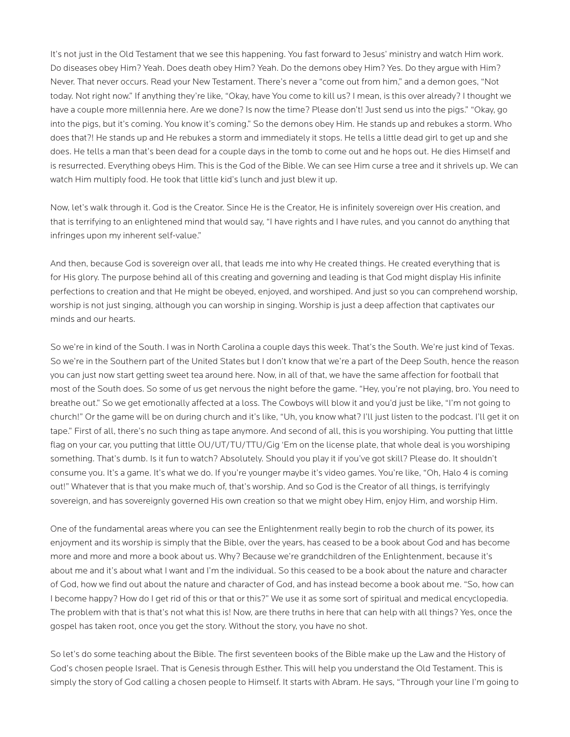It's not just in the Old Testament that we see this happening. You fast forward to Jesus' ministry and watch Him work. Do diseases obey Him? Yeah. Does death obey Him? Yeah. Do the demons obey Him? Yes. Do they argue with Him? Never. That never occurs. Read your New Testament. There's never a "come out from him," and a demon goes, "Not today. Not right now." If anything they're like, "Okay, have You come to kill us? I mean, is this over already? I thought we have a couple more millennia here. Are we done? Is now the time? Please don't! Just send us into the pigs." "Okay, go into the pigs, but it's coming. You know it's coming." So the demons obey Him. He stands up and rebukes a storm. Who does that?! He stands up and He rebukes a storm and immediately it stops. He tells a little dead girl to get up and she does. He tells a man that's been dead for a couple days in the tomb to come out and he hops out. He dies Himself and is resurrected. Everything obeys Him. This is the God of the Bible. We can see Him curse a tree and it shrivels up. We can watch Him multiply food. He took that little kid's lunch and just blew it up.

Now, let's walk through it. God is the Creator. Since He is the Creator, He is infinitely sovereign over His creation, and that is terrifying to an enlightened mind that would say, "I have rights and I have rules, and you cannot do anything that infringes upon my inherent self-value."

And then, because God is sovereign over all, that leads me into why He created things. He created everything that is for His glory. The purpose behind all of this creating and governing and leading is that God might display His infinite perfections to creation and that He might be obeyed, enjoyed, and worshiped. And just so you can comprehend worship, worship is not just singing, although you can worship in singing. Worship is just a deep affection that captivates our minds and our hearts.

So we're in kind of the South. I was in North Carolina a couple days this week. That's the South. We're just kind of Texas. So we're in the Southern part of the United States but I don't know that we're a part of the Deep South, hence the reason you can just now start getting sweet tea around here. Now, in all of that, we have the same affection for football that most of the South does. So some of us get nervous the night before the game. "Hey, you're not playing, bro. You need to breathe out." So we get emotionally affected at a loss. The Cowboys will blow it and you'd just be like, "I'm not going to church!" Or the game will be on during church and it's like, "Uh, you know what? I'll just listen to the podcast. I'll get it on tape." First of all, there's no such thing as tape anymore. And second of all, this is you worshiping. You putting that little flag on your car, you putting that little OU/UT/TU/TTU/Gig 'Em on the license plate, that whole deal is you worshiping something. That's dumb. Is it fun to watch? Absolutely. Should you play it if you've got skill? Please do. It shouldn't consume you. It's a game. It's what we do. If you're younger maybe it's video games. You're like, "Oh, Halo 4 is coming out!" Whatever that is that you make much of, that's worship. And so God is the Creator of all things, is terrifyingly sovereign, and has sovereignly governed His own creation so that we might obey Him, enjoy Him, and worship Him.

One of the fundamental areas where you can see the Enlightenment really begin to rob the church of its power, its enjoyment and its worship is simply that the Bible, over the years, has ceased to be a book about God and has become more and more and more a book about us. Why? Because we're grandchildren of the Enlightenment, because it's about me and it's about what I want and I'm the individual. So this ceased to be a book about the nature and character of God, how we find out about the nature and character of God, and has instead become a book about me. "So, how can I become happy? How do I get rid of this or that or this?" We use it as some sort of spiritual and medical encyclopedia. The problem with that is that's not what this is! Now, are there truths in here that can help with all things? Yes, once the gospel has taken root, once you get the story. Without the story, you have no shot.

So let's do some teaching about the Bible. The first seventeen books of the Bible make up the Law and the History of God's chosen people Israel. That is Genesis through Esther. This will help you understand the Old Testament. This is simply the story of God calling a chosen people to Himself. It starts with Abram. He says, "Through your line I'm going to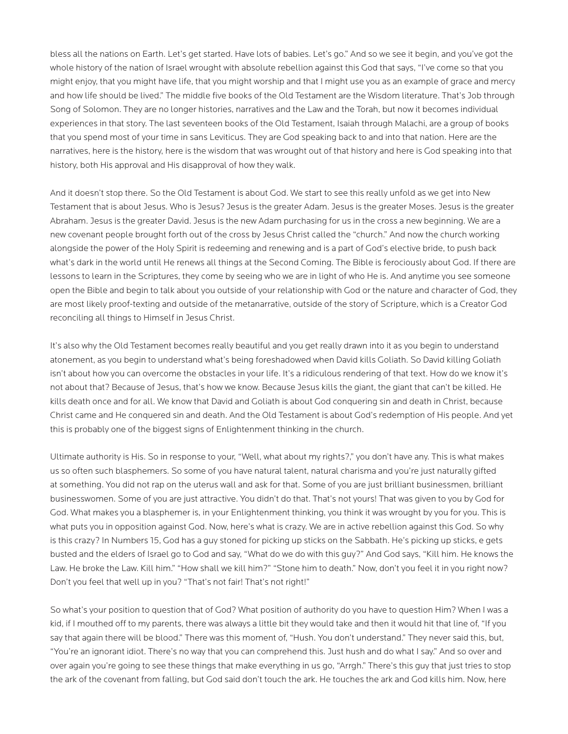bless all the nations on Earth. Let's get started. Have lots of babies. Let's go." And so we see it begin, and you've got the whole history of the nation of Israel wrought with absolute rebellion against this God that says, "I've come so that you might enjoy, that you might have life, that you might worship and that I might use you as an example of grace and mercy and how life should be lived." The middle five books of the Old Testament are the Wisdom literature. That's Job through Song of Solomon. They are no longer histories, narratives and the Law and the Torah, but now it becomes individual experiences in that story. The last seventeen books of the Old Testament, Isaiah through Malachi, are a group of books that you spend most of your time in sans Leviticus. They are God speaking back to and into that nation. Here are the narratives, here is the history, here is the wisdom that was wrought out of that history and here is God speaking into that history, both His approval and His disapproval of how they walk.

And it doesn't stop there. So the Old Testament is about God. We start to see this really unfold as we get into New Testament that is about Jesus. Who is Jesus? Jesus is the greater Adam. Jesus is the greater Moses. Jesus is the greater Abraham. Jesus is the greater David. Jesus is the new Adam purchasing for us in the cross a new beginning. We are a new covenant people brought forth out of the cross by Jesus Christ called the "church." And now the church working alongside the power of the Holy Spirit is redeeming and renewing and is a part of God's elective bride, to push back what's dark in the world until He renews all things at the Second Coming. The Bible is ferociously about God. If there are lessons to learn in the Scriptures, they come by seeing who we are in light of who He is. And anytime you see someone open the Bible and begin to talk about you outside of your relationship with God or the nature and character of God, they are most likely proof-texting and outside of the metanarrative, outside of the story of Scripture, which is a Creator God reconciling all things to Himself in Jesus Christ.

It's also why the Old Testament becomes really beautiful and you get really drawn into it as you begin to understand atonement, as you begin to understand what's being foreshadowed when David kills Goliath. So David killing Goliath isn't about how you can overcome the obstacles in your life. It's a ridiculous rendering of that text. How do we know it's not about that? Because of Jesus, that's how we know. Because Jesus kills the giant, the giant that can't be killed. He kills death once and for all. We know that David and Goliath is about God conquering sin and death in Christ, because Christ came and He conquered sin and death. And the Old Testament is about God's redemption of His people. And yet this is probably one of the biggest signs of Enlightenment thinking in the church.

Ultimate authority is His. So in response to your, "Well, what about my rights?," you don't have any. This is what makes us so often such blasphemers. So some of you have natural talent, natural charisma and you're just naturally gifted at something. You did not rap on the uterus wall and ask for that. Some of you are just brilliant businessmen, brilliant businesswomen. Some of you are just attractive. You didn't do that. That's not yours! That was given to you by God for God. What makes you a blasphemer is, in your Enlightenment thinking, you think it was wrought by you for you. This is what puts you in opposition against God. Now, here's what is crazy. We are in active rebellion against this God. So why is this crazy? In Numbers 15, God has a guy stoned for picking up sticks on the Sabbath. He's picking up sticks, e gets busted and the elders of Israel go to God and say, "What do we do with this guy?" And God says, "Kill him. He knows the Law. He broke the Law. Kill him." "How shall we kill him?" "Stone him to death." Now, don't you feel it in you right now? Don't you feel that well up in you? "That's not fair! That's not right!"

So what's your position to question that of God? What position of authority do you have to question Him? When I was a kid, if I mouthed off to my parents, there was always a little bit they would take and then it would hit that line of, "If you say that again there will be blood." There was this moment of, "Hush. You don't understand." They never said this, but, "You're an ignorant idiot. There's no way that you can comprehend this. Just hush and do what I say." And so over and over again you're going to see these things that make everything in us go, "Arrgh." There's this guy that just tries to stop the ark of the covenant from falling, but God said don't touch the ark. He touches the ark and God kills him. Now, here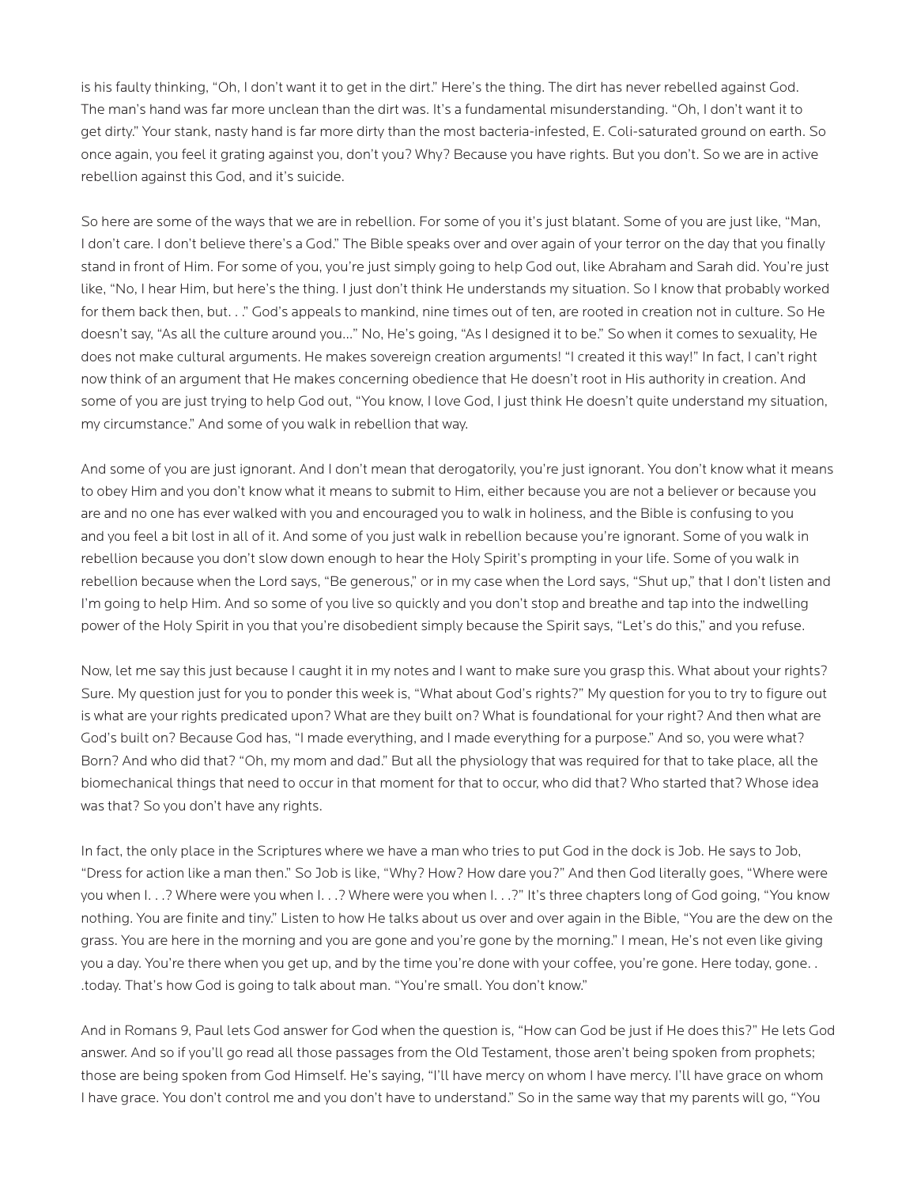is his faulty thinking, "Oh, I don't want it to get in the dirt." Here's the thing. The dirt has never rebelled against God. The man's hand was far more unclean than the dirt was. It's a fundamental misunderstanding. "Oh, I don't want it to get dirty." Your stank, nasty hand is far more dirty than the most bacteria-infested, E. Coli-saturated ground on earth. So once again, you feel it grating against you, don't you? Why? Because you have rights. But you don't. So we are in active rebellion against this God, and it's suicide.

So here are some of the ways that we are in rebellion. For some of you it's just blatant. Some of you are just like, "Man, I don't care. I don't believe there's a God." The Bible speaks over and over again of your terror on the day that you finally stand in front of Him. For some of you, you're just simply going to help God out, like Abraham and Sarah did. You're just like, "No, I hear Him, but here's the thing. I just don't think He understands my situation. So I know that probably worked for them back then, but. . ." God's appeals to mankind, nine times out of ten, are rooted in creation not in culture. So He doesn't say, "As all the culture around you..." No, He's going, "As I designed it to be." So when it comes to sexuality, He does not make cultural arguments. He makes sovereign creation arguments! "I created it this way!" In fact, I can't right now think of an argument that He makes concerning obedience that He doesn't root in His authority in creation. And some of you are just trying to help God out, "You know, I love God, I just think He doesn't quite understand my situation, my circumstance." And some of you walk in rebellion that way.

And some of you are just ignorant. And I don't mean that derogatorily, you're just ignorant. You don't know what it means to obey Him and you don't know what it means to submit to Him, either because you are not a believer or because you are and no one has ever walked with you and encouraged you to walk in holiness, and the Bible is confusing to you and you feel a bit lost in all of it. And some of you just walk in rebellion because you're ignorant. Some of you walk in rebellion because you don't slow down enough to hear the Holy Spirit's prompting in your life. Some of you walk in rebellion because when the Lord says, "Be generous," or in my case when the Lord says, "Shut up," that I don't listen and I'm going to help Him. And so some of you live so quickly and you don't stop and breathe and tap into the indwelling power of the Holy Spirit in you that you're disobedient simply because the Spirit says, "Let's do this," and you refuse.

Now, let me say this just because I caught it in my notes and I want to make sure you grasp this. What about your rights? Sure. My question just for you to ponder this week is, "What about God's rights?" My question for you to try to figure out is what are your rights predicated upon? What are they built on? What is foundational for your right? And then what are God's built on? Because God has, "I made everything, and I made everything for a purpose." And so, you were what? Born? And who did that? "Oh, my mom and dad." But all the physiology that was required for that to take place, all the biomechanical things that need to occur in that moment for that to occur, who did that? Who started that? Whose idea was that? So you don't have any rights.

In fact, the only place in the Scriptures where we have a man who tries to put God in the dock is Job. He says to Job, "Dress for action like a man then." So Job is like, "Why? How? How dare you?" And then God literally goes, "Where were you when I. . .? Where were you when I. . .? Where were you when I. . .?" It's three chapters long of God going, "You know nothing. You are finite and tiny." Listen to how He talks about us over and over again in the Bible, "You are the dew on the grass. You are here in the morning and you are gone and you're gone by the morning." I mean, He's not even like giving you a day. You're there when you get up, and by the time you're done with your coffee, you're gone. Here today, gone. . .today. That's how God is going to talk about man. "You're small. You don't know."

And in Romans 9, Paul lets God answer for God when the question is, "How can God be just if He does this?" He lets God answer. And so if you'll go read all those passages from the Old Testament, those aren't being spoken from prophets; those are being spoken from God Himself. He's saying, "I'll have mercy on whom I have mercy. I'll have grace on whom I have grace. You don't control me and you don't have to understand." So in the same way that my parents will go, "You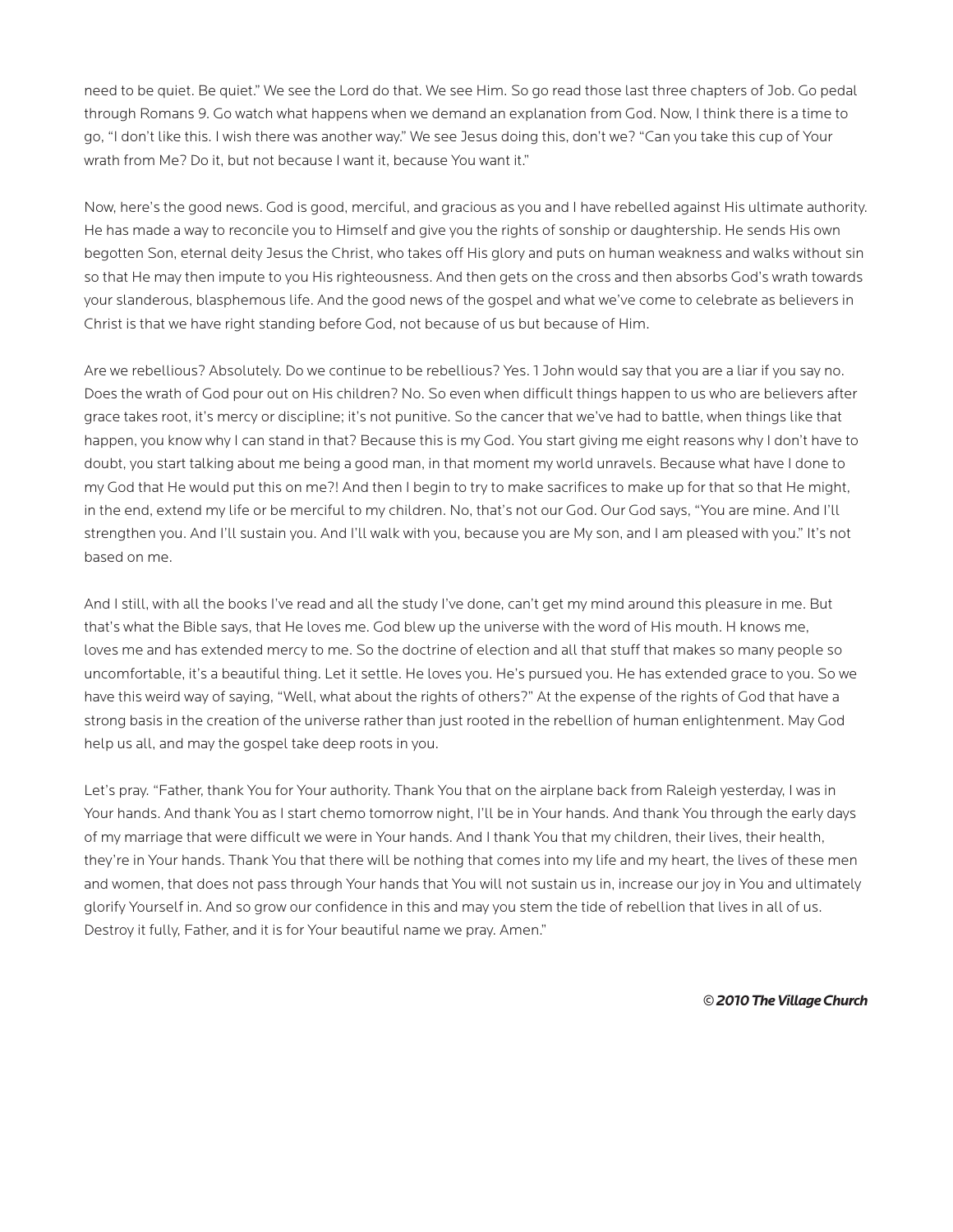need to be quiet. Be quiet." We see the Lord do that. We see Him. So go read those last three chapters of Job. Go pedal through Romans 9. Go watch what happens when we demand an explanation from God. Now, I think there is a time to go, "I don't like this. I wish there was another way." We see Jesus doing this, don't we? "Can you take this cup of Your wrath from Me? Do it, but not because I want it, because You want it."

Now, here's the good news. God is good, merciful, and gracious as you and I have rebelled against His ultimate authority. He has made a way to reconcile you to Himself and give you the rights of sonship or daughtership. He sends His own begotten Son, eternal deity Jesus the Christ, who takes off His glory and puts on human weakness and walks without sin so that He may then impute to you His righteousness. And then gets on the cross and then absorbs God's wrath towards your slanderous, blasphemous life. And the good news of the gospel and what we've come to celebrate as believers in Christ is that we have right standing before God, not because of us but because of Him.

Are we rebellious? Absolutely. Do we continue to be rebellious? Yes. 1 John would say that you are a liar if you say no. Does the wrath of God pour out on His children? No. So even when difficult things happen to us who are believers after grace takes root, it's mercy or discipline; it's not punitive. So the cancer that we've had to battle, when things like that happen, you know why I can stand in that? Because this is my God. You start giving me eight reasons why I don't have to doubt, you start talking about me being a good man, in that moment my world unravels. Because what have I done to my God that He would put this on me?! And then I begin to try to make sacrifices to make up for that so that He might, in the end, extend my life or be merciful to my children. No, that's not our God. Our God says, "You are mine. And I'll strengthen you. And I'll sustain you. And I'll walk with you, because you are My son, and I am pleased with you." It's not based on me.

And I still, with all the books I've read and all the study I've done, can't get my mind around this pleasure in me. But that's what the Bible says, that He loves me. God blew up the universe with the word of His mouth. H knows me, loves me and has extended mercy to me. So the doctrine of election and all that stuff that makes so many people so uncomfortable, it's a beautiful thing. Let it settle. He loves you. He's pursued you. He has extended grace to you. So we have this weird way of saying, "Well, what about the rights of others?" At the expense of the rights of God that have a strong basis in the creation of the universe rather than just rooted in the rebellion of human enlightenment. May God help us all, and may the gospel take deep roots in you.

Let's pray. "Father, thank You for Your authority. Thank You that on the airplane back from Raleigh yesterday, I was in Your hands. And thank You as I start chemo tomorrow night, I'll be in Your hands. And thank You through the early days of my marriage that were difficult we were in Your hands. And I thank You that my children, their lives, their health, they're in Your hands. Thank You that there will be nothing that comes into my life and my heart, the lives of these men and women, that does not pass through Your hands that You will not sustain us in, increase our joy in You and ultimately glorify Yourself in. And so grow our confidence in this and may you stem the tide of rebellion that lives in all of us. Destroy it fully, Father, and it is for Your beautiful name we pray. Amen."

***© 2010 The Village Church***